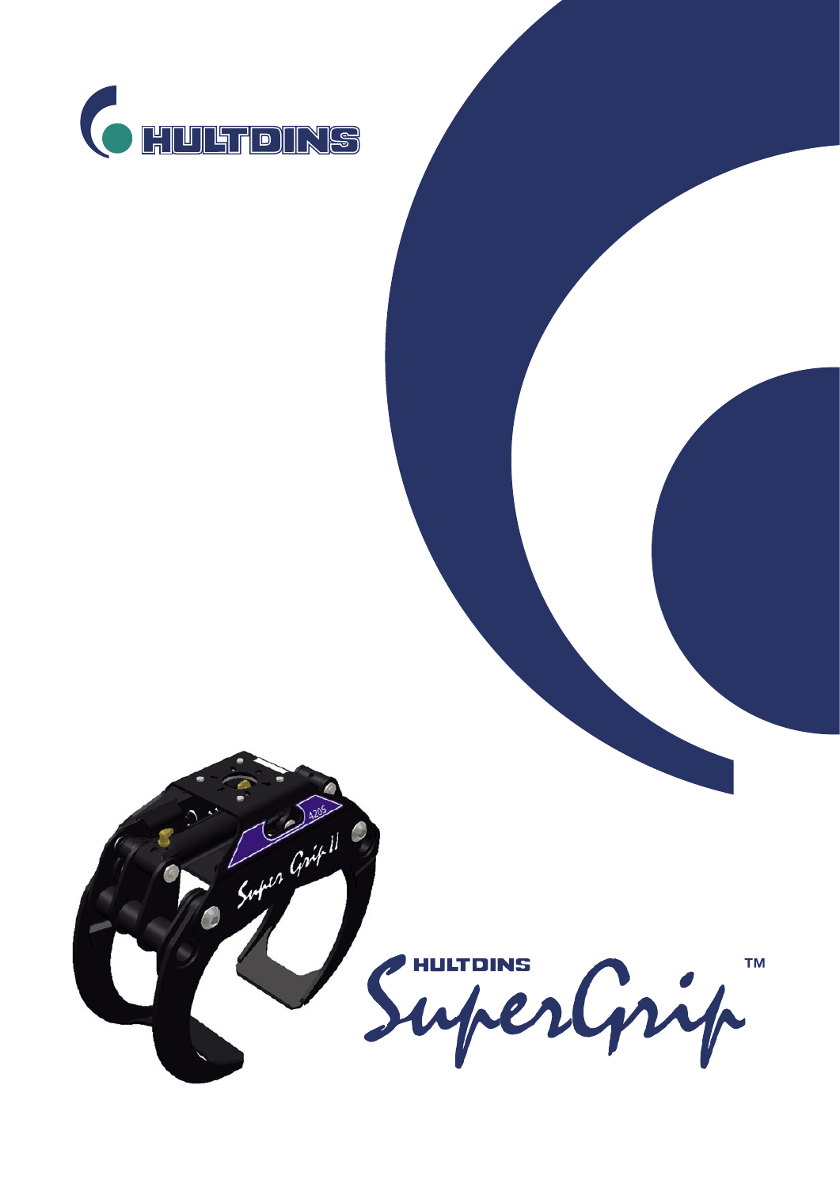HULTDINS

HULTDINS SuperGrip™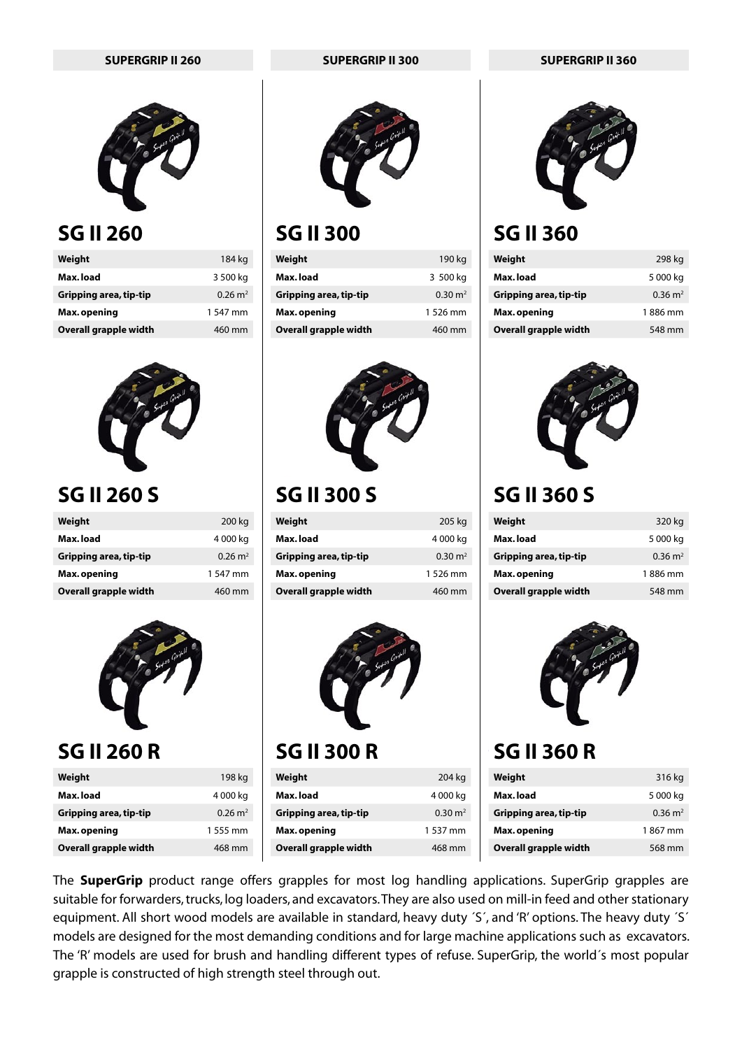## SUPERGRIP II 260

## SG II 260

| Weight | 184 kg |
|---|---|
| Max. load | 3 500 kg |
| Gripping area, tip-tip | 0.26 m$^2$ |
| Max. opening | 1 547 mm |
| Overall grapple width | 460 mm |

## SG II 260 S

| Weight | 200 kg |
|---|---|
| Max. load | 4 000 kg |
| Gripping area, tip-tip | 0.26 m$^2$ |
| Max. opening | 1 547 mm |
| Overall grapple width | 460 mm |

## SG II 260 R

| Weight | 198 kg |
|---|---|
| Max. load | 4 000 kg |
| Gripping area, tip-tip | 0.26 m$^2$ |
| Max. opening | 1 555 mm |
| Overall grapple width | 468 mm |

## SUPERGRIP II 300

## SG II 300

| Weight | 190 kg |
|---|---|
| Max. load | 3 500 kg |
| Gripping area, tip-tip | 0.30 m$^2$ |
| Max. opening | 1 526 mm |
| Overall grapple width | 460 mm |

## SG II 300 S

| Weight | 205 kg |
|---|---|
| Max. load | 4 000 kg |
| Gripping area, tip-tip | 0.30 m$^2$ |
| Max. opening | 1 526 mm |
| Overall grapple width | 460 mm |

## SG II 300 R

| Weight | 204 kg |
|---|---|
| Max. load | 4 000 kg |
| Gripping area, tip-tip | 0.30 m$^2$ |
| Max. opening | 1 537 mm |
| Overall grapple width | 468 mm |

## SUPERGRIP II 360

## SG II 360

| Weight | 298 kg |
|---|---|
| Max. load | 5 000 kg |
| Gripping area, tip-tip | 0.36 m$^2$ |
| Max. opening | 1 886 mm |
| Overall grapple width | 548 mm |

## SG II 360 S

| Weight | 320 kg |
|---|---|
| Max. load | 5 000 kg |
| Gripping area, tip-tip | 0.36 m$^2$ |
| Max. opening | 1 886 mm |
| Overall grapple width | 548 mm |

## SG II 360 R

| Weight | 316 kg |
|---|---|
| Max. load | 5 000 kg |
| Gripping area, tip-tip | 0.36 m$^2$ |
| Max. opening | 1 867 mm |
| Overall grapple width | 568 mm |

The **SuperGrip** product range offers grapples for most log handling applications. SuperGrip grapples are suitable for forwarders, trucks, log loaders, and excavators. They are also used on mill-in feed and other stationary equipment. All short wood models are available in standard, heavy duty ´S´, and 'R' options. The heavy duty ´S´ models are designed for the most demanding conditions and for large machine applications such as excavators. The 'R' models are used for brush and handling different types of refuse. SuperGrip, the world´s most popular grapple is constructed of high strength steel through out.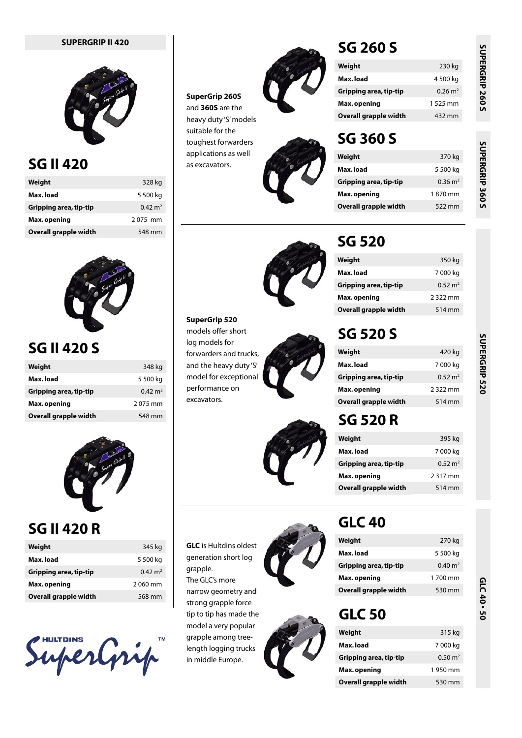**SUPERGRIP II 420**

## SG II 420

| Weight | 328 kg |
|---|---|
| Max. load | 5 500 kg |
| Gripping area, tip-tip | 0.42 m² |
| Max. opening | 2 075 mm |
| Overall grapple width | 548 mm |

## SG II 420 S

| Weight | 348 kg |
|---|---|
| Max. load | 5 500 kg |
| Gripping area, tip-tip | 0.42 m² |
| Max. opening | 2 075 mm |
| Overall grapple width | 548 mm |

## SG II 420 R

| Weight | 345 kg |
|---|---|
| Max. load | 5 500 kg |
| Gripping area, tip-tip | 0.42 m² |
| Max. opening | 2 060 mm |
| Overall grapple width | 568 mm |

HULTDINS SuperGrip™

---

**SUPERGRIP 260 S** · **SUPERGRIP 360 S**

**SuperGrip 260S** and **360S** are the heavy duty 'S' models suitable for the toughest forwarders applications as well as excavators.

## SG 260 S

| Weight | 230 kg |
|---|---|
| Max. load | 4 500 kg |
| Gripping area, tip-tip | 0.26 m² |
| Max. opening | 1 525 mm |
| Overall grapple width | 432 mm |

## SG 360 S

| Weight | 370 kg |
|---|---|
| Max. load | 5 500 kg |
| Gripping area, tip-tip | 0.36 m² |
| Max. opening | 1 870 mm |
| Overall grapple width | 522 mm |

---

**SUPERGRIP 520**

**SuperGrip 520** models offer short log models for forwarders and trucks, and the heavy duty 'S' model for exceptional performance on excavators.

## SG 520

| Weight | 350 kg |
|---|---|
| Max. load | 7 000 kg |
| Gripping area, tip-tip | 0.52 m² |
| Max. opening | 2 322 mm |
| Overall grapple width | 514 mm |

## SG 520 S

| Weight | 420 kg |
|---|---|
| Max. load | 7 000 kg |
| Gripping area, tip-tip | 0.52 m² |
| Max. opening | 2 322 mm |
| Overall grapple width | 514 mm |

## SG 520 R

| Weight | 395 kg |
|---|---|
| Max. load | 7 000 kg |
| Gripping area, tip-tip | 0.52 m² |
| Max. opening | 2 317 mm |
| Overall grapple width | 514 mm |

---

**GLC 40 • 50**

**GLC** is Hultdins oldest generation short log grapple. The GLC's more narrow geometry and strong grapple force tip to tip has made the model a very popular grapple among tree-length logging trucks in middle Europe.

## GLC 40

| Weight | 270 kg |
|---|---|
| Max. load | 5 500 kg |
| Gripping area, tip-tip | 0.40 m² |
| Max. opening | 1 700 mm |
| Overall grapple width | 530 mm |

## GLC 50

| Weight | 315 kg |
|---|---|
| Max. load | 7 000 kg |
| Gripping area, tip-tip | 0.50 m² |
| Max. opening | 1 950 mm |
| Overall grapple width | 530 mm |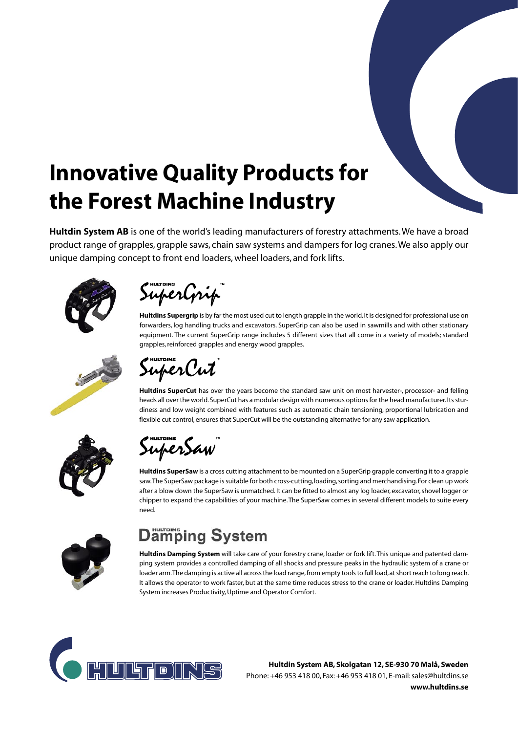# Innovative Quality Products for the Forest Machine Industry

**Hultdin System AB** is one of the world's leading manufacturers of forestry attachments. We have a broad product range of grapples, grapple saws, chain saw systems and dampers for log cranes. We also apply our unique damping concept to front end loaders, wheel loaders, and fork lifts.

## HULTDINS SuperGrip™

**Hultdins Supergrip** is by far the most used cut to length grapple in the world. It is designed for professional use on forwarders, log handling trucks and excavators. SuperGrip can also be used in sawmills and with other stationary equipment. The current SuperGrip range includes 5 different sizes that all come in a variety of models; standard grapples, reinforced grapples and energy wood grapples.

## HULTDINS SuperCut™

**Hultdins SuperCut** has over the years become the standard saw unit on most harvester-, processor- and felling heads all over the world. SuperCut has a modular design with numerous options for the head manufacturer. Its sturdiness and low weight combined with features such as automatic chain tensioning, proportional lubrication and flexible cut control, ensures that SuperCut will be the outstanding alternative for any saw application.

## HULTDINS SuperSaw™

**Hultdins SuperSaw** is a cross cutting attachment to be mounted on a SuperGrip grapple converting it to a grapple saw. The SuperSaw package is suitable for both cross-cutting, loading, sorting and merchandising. For clean up work after a blow down the SuperSaw is unmatched. It can be fitted to almost any log loader, excavator, shovel logger or chipper to expand the capabilities of your machine. The SuperSaw comes in several different models to suite every need.

## HULTDINS Damping System

**Hultdins Damping System** will take care of your forestry crane, loader or fork lift. This unique and patented damping system provides a controlled damping of all shocks and pressure peaks in the hydraulic system of a crane or loader arm. The damping is active all across the load range, from empty tools to full load, at short reach to long reach. It allows the operator to work faster, but at the same time reduces stress to the crane or loader. Hultdins Damping System increases Productivity, Uptime and Operator Comfort.

HULTDINS

**Hultdin System AB, Skolgatan 12, SE-930 70 Malå, Sweden**
Phone: +46 953 418 00, Fax: +46 953 418 01, E-mail: sales@hultdins.se
**www.hultdins.se**